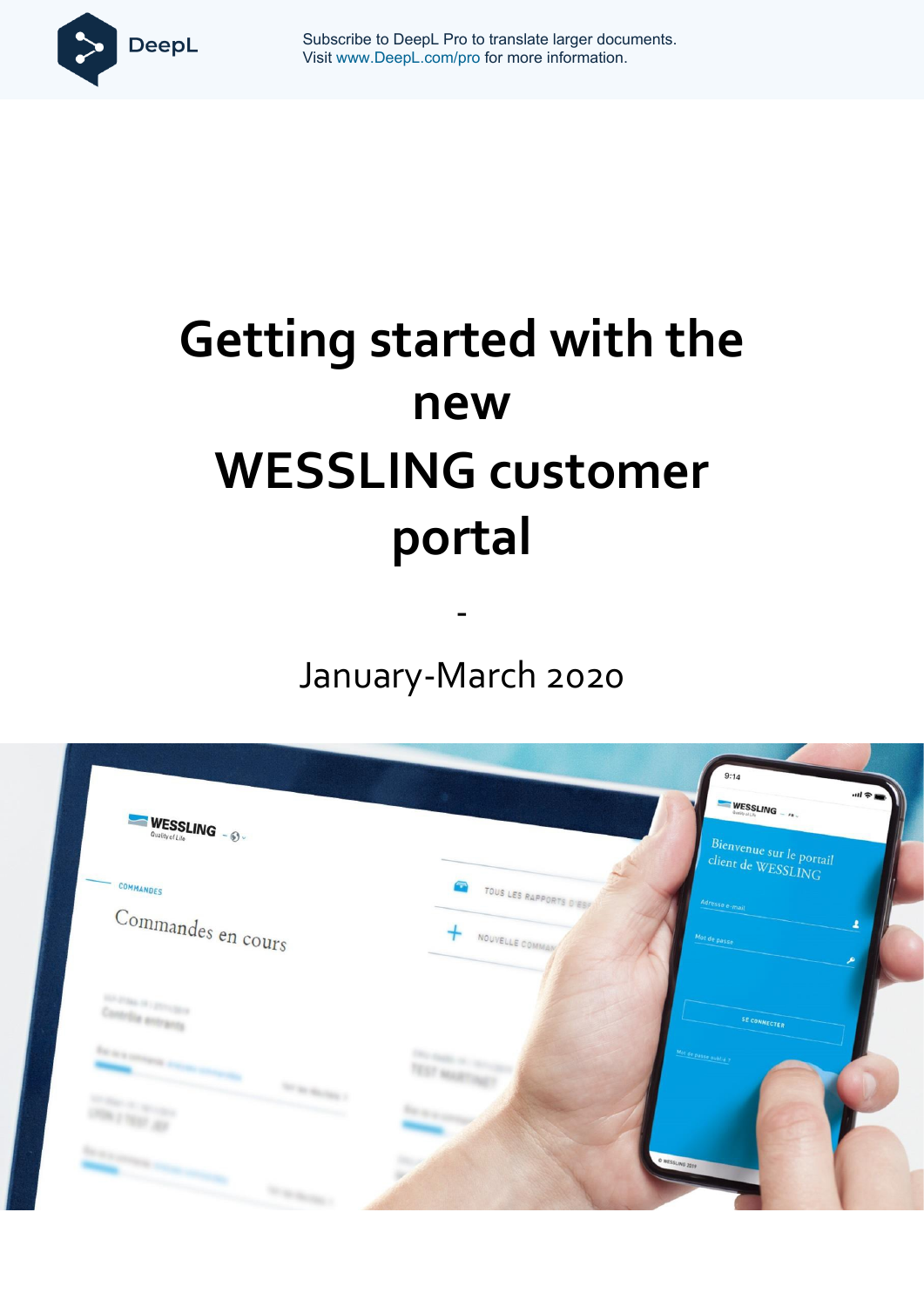Subscribe to DeepL Pro to translate larger documents.
Visit www.DeepL.com/pro for more information.

# Getting started with the new WESSLING customer portal

-

January-March 2020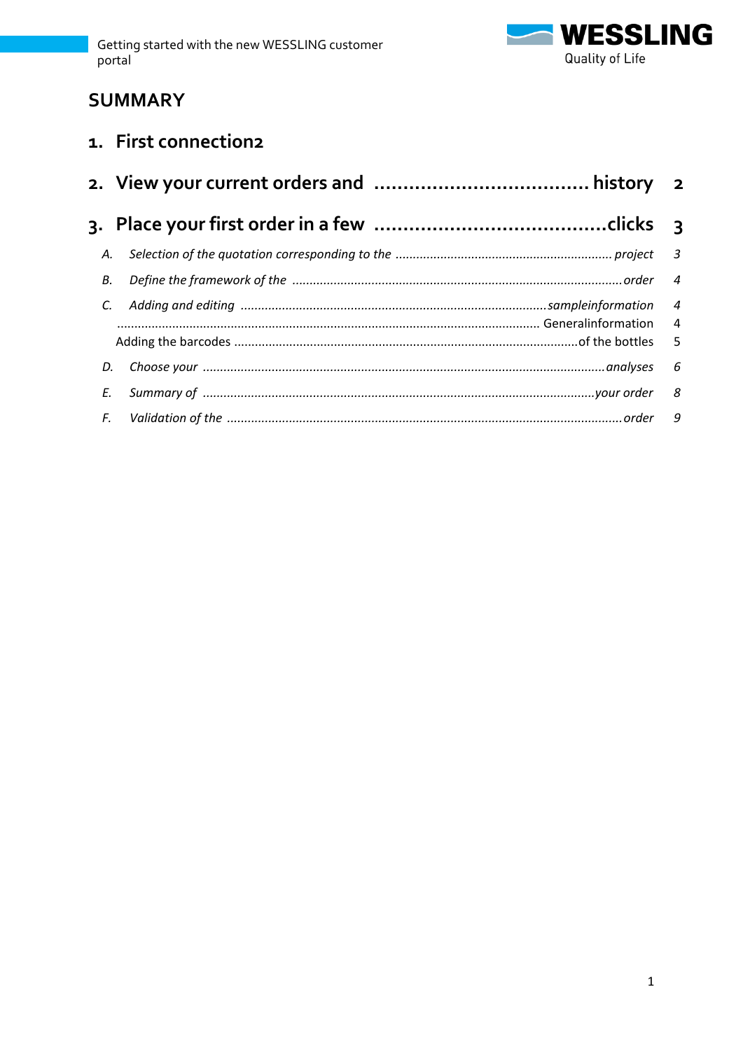## SUMMARY

1. **First connection2**

2. **View your current orders and ..................................... history 2**

3. **Place your first order in a few ........................................clicks 3**

   A. *Selection of the quotation corresponding to the ............................................................... project 3*

   B. *Define the framework of the ............................................................................................order 4*

   C. *Adding and editing ........................................................................................sampleinformation 4*

   ......................................................................................................................... Generalinformation 4

   Adding the barcodes ...................................................................................................of the bottles 5

   D. *Choose your ....................................................................................................................analyses 6*

   E. *Summary of ................................................................................................................your order 8*

   F. *Validation of the .................................................................................................................order 9*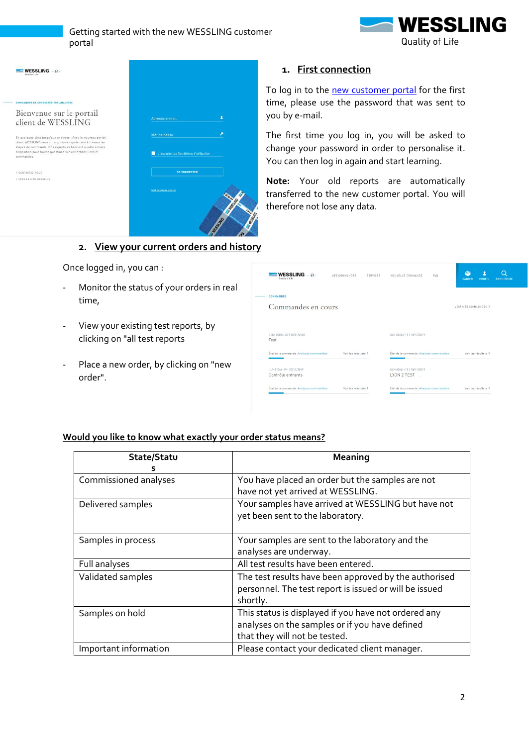## 1. First connection

To log in to the new customer portal for the first time, please use the password that was sent to you by e-mail.

The first time you log in, you will be asked to change your password in order to personalise it. You can then log in again and start learning.

**Note:** Your old reports are automatically transferred to the new customer portal. You will therefore not lose any data.

## 2. View your current orders and history

Once logged in, you can :

- Monitor the status of your orders in real time,
- View your existing test reports, by clicking on "all test reports
- Place a new order, by clicking on "new order".

**Would you like to know what exactly your order status means?**

| State/Status | Meaning |
|---|---|
| Commissioned analyses | You have placed an order but the samples are not have not yet arrived at WESSLING. |
| Delivered samples | Your samples have arrived at WESSLING but have not yet been sent to the laboratory. |
| Samples in process | Your samples are sent to the laboratory and the analyses are underway. |
| Full analyses | All test results have been entered. |
| Validated samples | The test results have been approved by the authorised personnel. The test report is issued or will be issued shortly. |
| Samples on hold | This status is displayed if you have not ordered any analyses on the samples or if you have defined that they will not be tested. |
| Important information | Please contact your dedicated client manager. |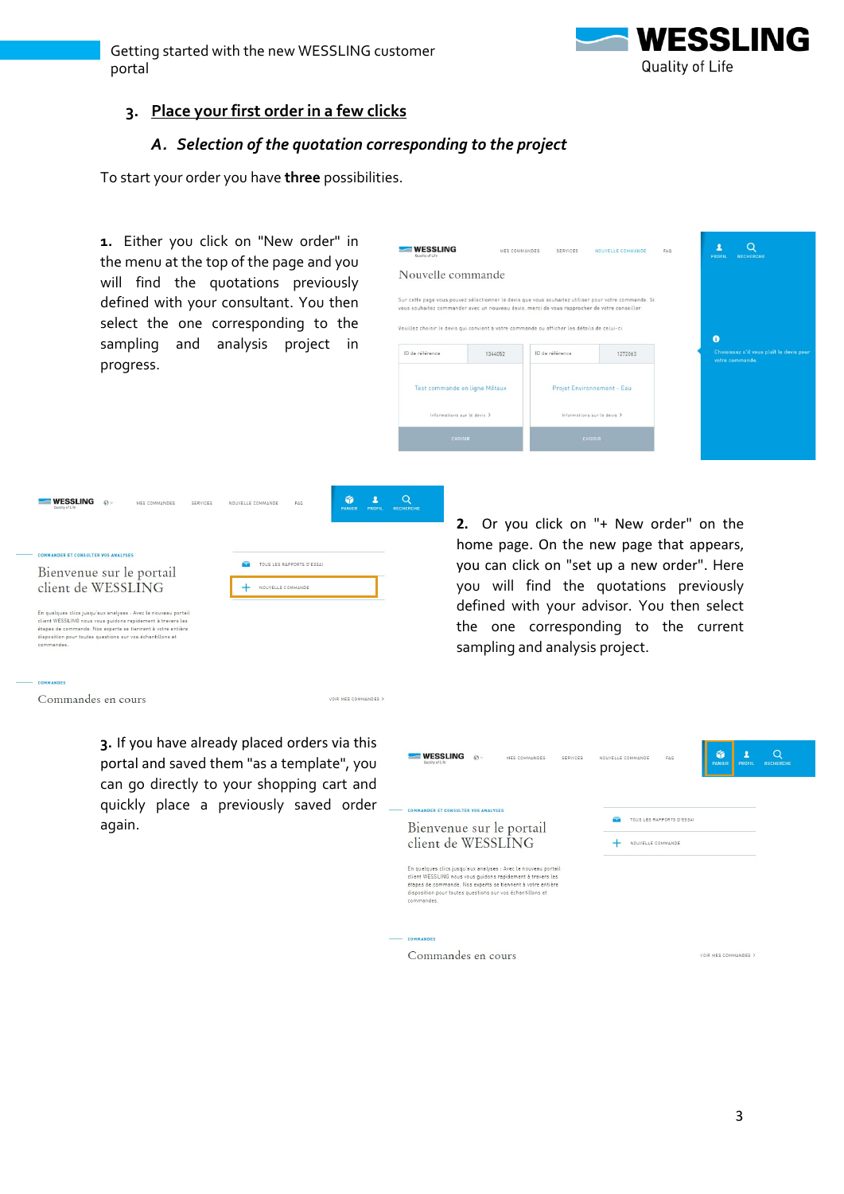### 3. Place your first order in a few clicks

#### *A. Selection of the quotation corresponding to the project*

To start your order you have **three** possibilities.

**1.** Either you click on "New order" in the menu at the top of the page and you will find the quotations previously defined with your consultant. You then select the one corresponding to the sampling and analysis project in progress.

**2.** Or you click on "+ New order" on the home page. On the new page that appears, you can click on "set up a new order". Here you will find the quotations previously defined with your advisor. You then select the one corresponding to the current sampling and analysis project.

**3.** If you have already placed orders via this portal and saved them "as a template", you can go directly to your shopping cart and quickly place a previously saved order again.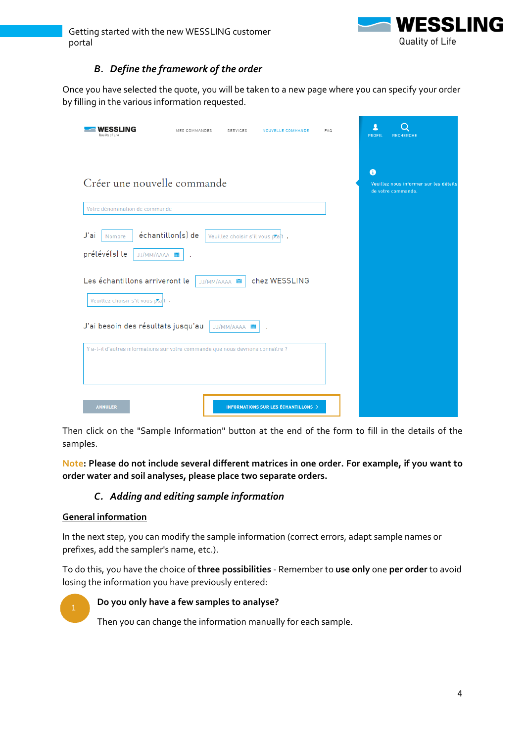### B. *Define the framework of the order*

Once you have selected the quote, you will be taken to a new page where you can specify your order by filling in the various information requested.

Then click on the "Sample Information" button at the end of the form to fill in the details of the samples.

**Note: Please do not include several different matrices in one order. For example, if you want to order water and soil analyses, please place two separate orders.**

### C. *Adding and editing sample information*

**General information**

In the next step, you can modify the sample information (correct errors, adapt sample names or prefixes, add the sampler's name, etc.).

To do this, you have the choice of **three possibilities** - Remember to **use only** one **per order** to avoid losing the information you have previously entered:

1. **Do you only have a few samples to analyse?**

   Then you can change the information manually for each sample.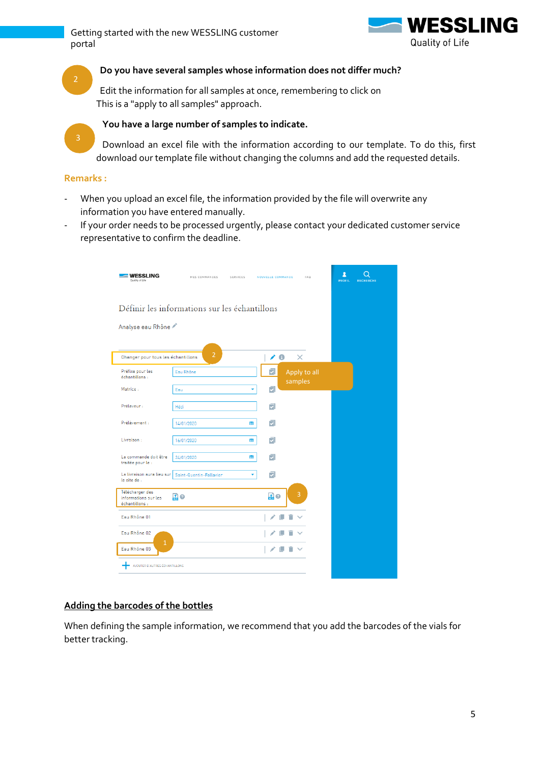**2** **Do you have several samples whose information does not differ much?**

Edit the information for all samples at once, remembering to click on This is a "apply to all samples" approach.

**3** **You have a large number of samples to indicate.**

Download an excel file with the information according to our template. To do this, first download our template file without changing the columns and add the requested details.

**Remarks :**

- When you upload an excel file, the information provided by the file will overwrite any information you have entered manually.
- If your order needs to be processed urgently, please contact your dedicated customer service representative to confirm the deadline.

## Adding the barcodes of the bottles

When defining the sample information, we recommend that you add the barcodes of the vials for better tracking.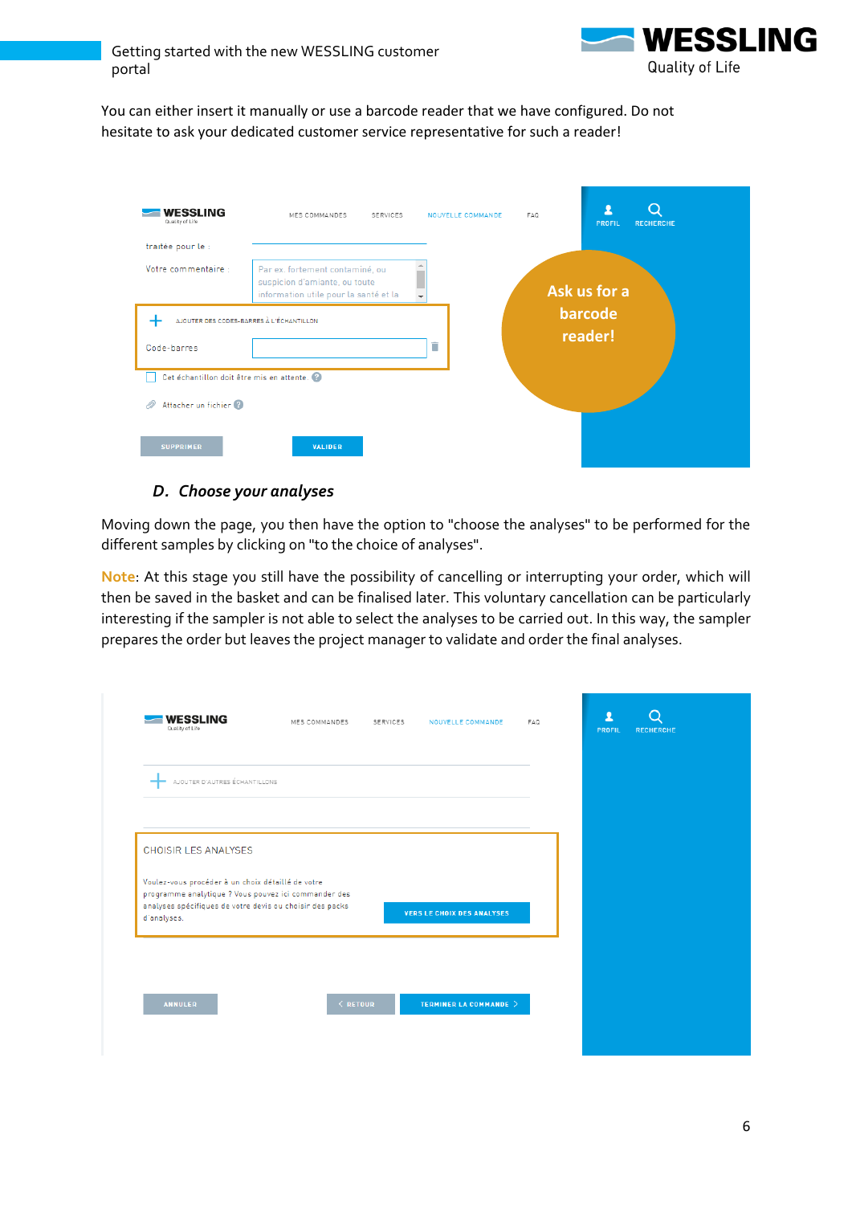You can either insert it manually or use a barcode reader that we have configured. Do not hesitate to ask your dedicated customer service representative for such a reader!

### D. *Choose your analyses*

Moving down the page, you then have the option to "choose the analyses" to be performed for the different samples by clicking on "to the choice of analyses".

**Note**: At this stage you still have the possibility of cancelling or interrupting your order, which will then be saved in the basket and can be finalised later. This voluntary cancellation can be particularly interesting if the sampler is not able to select the analyses to be carried out. In this way, the sampler prepares the order but leaves the project manager to validate and order the final analyses.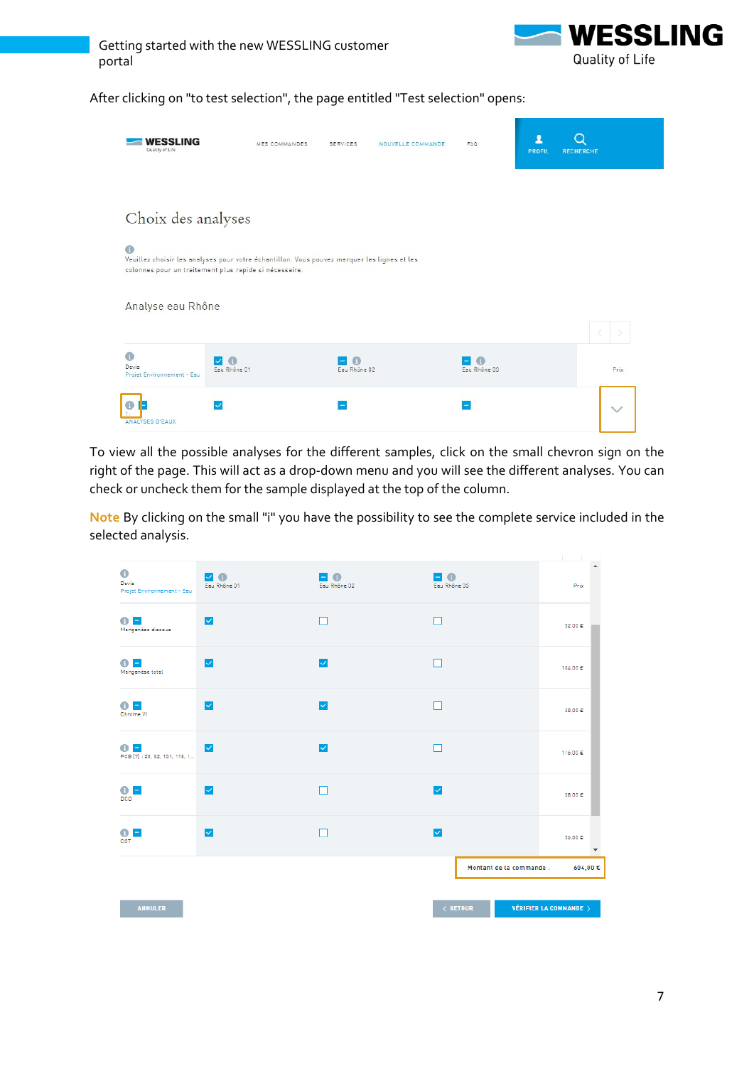After clicking on "to test selection", the page entitled "Test selection" opens:

To view all the possible analyses for the different samples, click on the small chevron sign on the right of the page. This will act as a drop-down menu and you will see the different analyses. You can check or uncheck them for the sample displayed at the top of the column.

**Note** By clicking on the small "i" you have the possibility to see the complete service included in the selected analysis.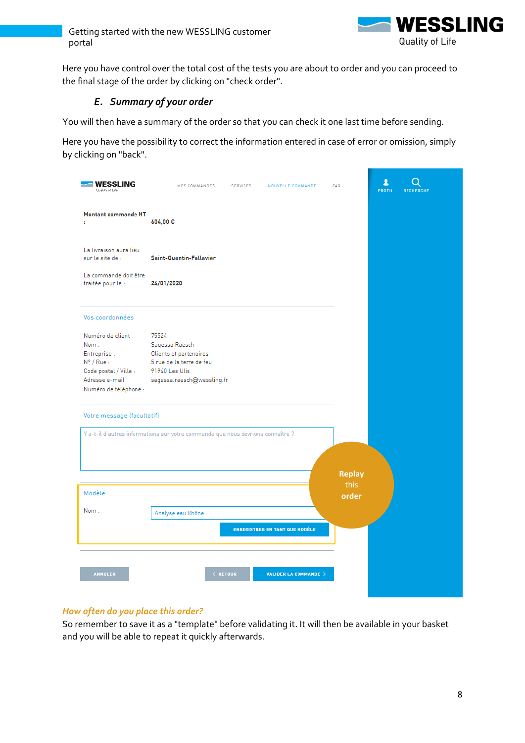Here you have control over the total cost of the tests you are about to order and you can proceed to the final stage of the order by clicking on "check order".

### *E. Summary of your order*

You will then have a summary of the order so that you can check it one last time before sending.

Here you have the possibility to correct the information entered in case of error or omission, simply by clicking on "back".

WESSLING Quality of Life

MES COMMANDES SERVICES NOUVELLE COMMANDE FAQ

PROFIL RECHERCHE

Montant commande HT : 604,00 €

La livraison aura lieu sur le site de : Saint-Quentin-Fallavier

La commande doit être traitée pour le : 24/01/2020

Vos coordonnées

Numéro de client 75524
Nom : Sagessa Raesch
Entreprise : Clients et partenaires
N° / Rue : 5 rue de la terre de feu
Code postal / Ville : 91940 Les Ulis
Adresse e-mail sagessa.raesch@wessling.fr
Numéro de téléphone :

Votre message (facultatif)

Y a-t-il d'autres informations sur votre commande que nous devrions connaître ?

Modèle

Nom : Analyse eau Rhône

ENREGISTRER EN TANT QUE MODÈLE

Replay this order

ANNULER RETOUR VALIDER LA COMMANDE

*How often do you place this order?*

So remember to save it as a "template" before validating it. It will then be available in your basket and you will be able to repeat it quickly afterwards.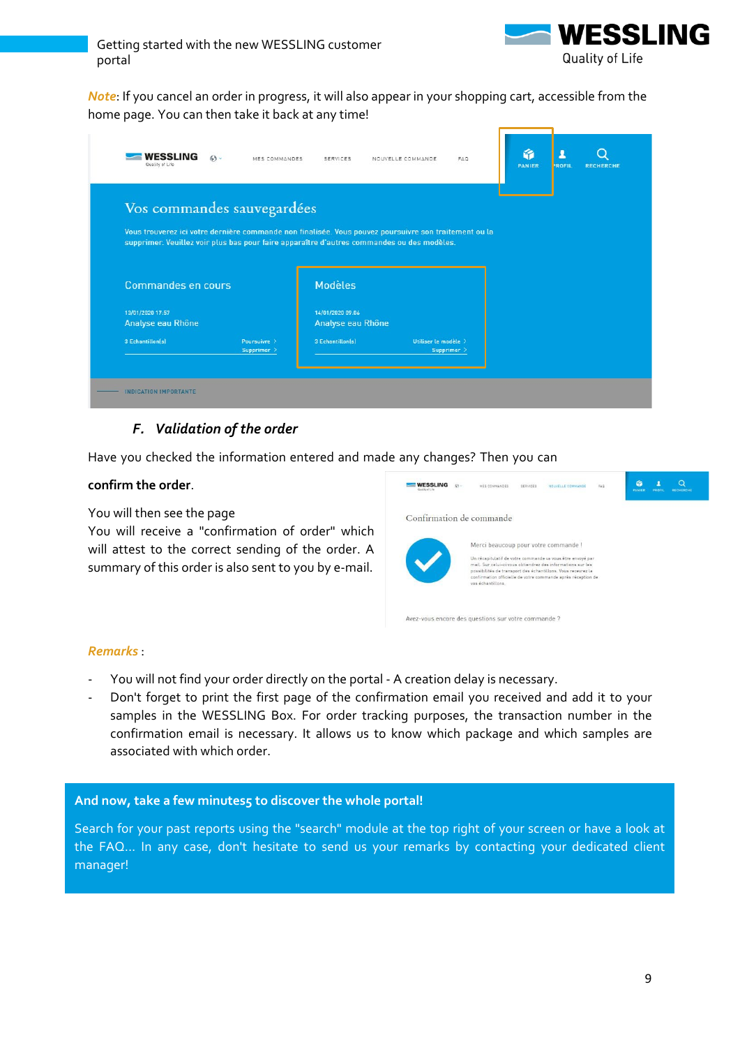*Note*: If you cancel an order in progress, it will also appear in your shopping cart, accessible from the home page. You can then take it back at any time!

### F. *Validation of the order*

Have you checked the information entered and made any changes? Then you can

**confirm the order**.

You will then see the page

You will receive a "confirmation of order" which will attest to the correct sending of the order. A summary of this order is also sent to you by e-mail.

*Remarks* :

- You will not find your order directly on the portal - A creation delay is necessary.
- Don't forget to print the first page of the confirmation email you received and add it to your samples in the WESSLING Box. For order tracking purposes, the transaction number in the confirmation email is necessary. It allows us to know which package and which samples are associated with which order.

**And now, take a few minutes5 to discover the whole portal!**

Search for your past reports using the "search" module at the top right of your screen or have a look at the FAQ... In any case, don't hesitate to send us your remarks by contacting your dedicated client manager!